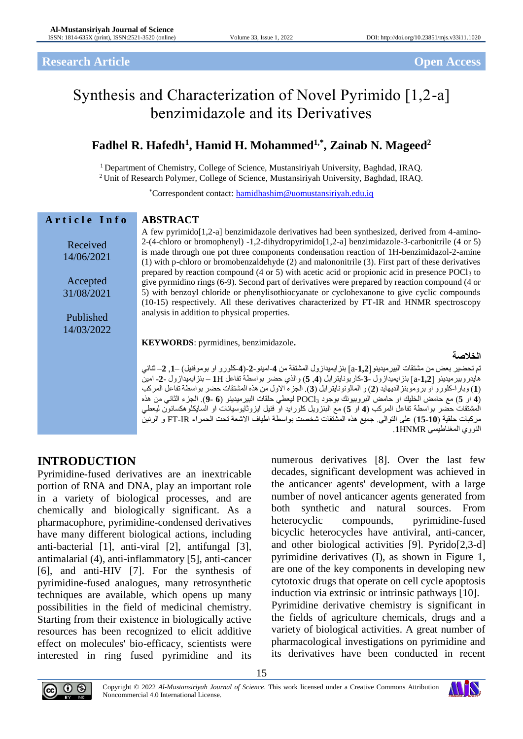Research Article | Open Access

# Synthesis and Characterization of Novel Pyrimido [1,2-a] benzimidazole and its Derivatives

**Fadhel R. Hafedh[1], Hamid H. Mohammed[1,*], Zainab N. Mageed[2]**

[1] Department of Chemistry, College of Science, Mustansiriyah University, Baghdad, IRAQ.
[2] Unit of Research Polymer, College of Science, Mustansiriyah University, Baghdad, IRAQ.

*Correspondent contact: hamidhashim@uomustansiriyah.edu.iq

**Article Info**

Received 14/06/2021

Accepted 31/08/2021

Published 14/03/2022

## ABSTRACT

A few pyrimido[1,2-a] benzimidazole derivatives had been synthesized, derived from 4-amino-2-(4-chloro or bromophenyl) -1,2-dihydropyrimido[1,2-a] benzimidazole-3-carbonitrile (4 or 5) is made through one pot three components condensation reaction of 1H-benzimidazol-2-amine (1) with p-chloro or bromobenzaldehyde (2) and malononitrile (3). First part of these derivatives prepared by reaction compound (4 or 5) with acetic acid or propionic acid in presence $POCl_3$ to give pyrmidino rings (6-9). Second part of derivatives were prepared by reaction compound (4 or 5) with benzoyl chloride or phenylisothiocyanate or cyclohexanone to give cyclic compounds (10-15) respectively. All these derivatives characterized by FT-IR and HNMR spectroscopy analysis in addition to physical properties.

**KEYWORDS**: pyrmidines, benzimidazole**.**

**الخلاصة**

تم تحضير بعض من مشتقات البيريميدينو [1,2-a] بنزايميدازول المشتقة من 4-امينو-2-(4-كلورو او بوموفنيل) –1, 2– ثنائي هايدروبيريميدينو [1,2-a] بنزايميدازول -3-كاربونايتريل (4, 5) والذي حضر بواسطة تفاعل 1H – بنزايميدازول -2- امين (1) وبارا-كلورو او برومونبزالديهايد (2) و المالونونايتريل (3). الجزء الاول من هذه المشتقات حضر بواسطة تفاعل المركب (4 او 5) مع حامض الخليك او حامض البروبيونك بوجود $POCl_3$ ليعطي حلقات البيرميدينو (6 -9). الجزء الثاني من هذه المشتقات حضر بواسطة تفاعل المركب (4 او 5) مع البنزويل كلورايد او فنيل ايزوثايوسيانات او السايكلوهكسانون ليعطي مركبات حلقية (10-15) على التوالي. جميع هذه المشتقات شخصت بواسطة اطياف الاشعة تحت الحمراء FT-IR و الرنين النووي المغناطيسي 1HNMR.

## INTRODUCTION

Pyrimidine-fused derivatives are an inextricable portion of RNA and DNA, play an important role in a variety of biological processes, and are chemically and biologically significant. As a pharmacophore, pyrimidine-condensed derivatives have many different biological actions, including anti-bacterial [1], anti-viral [2], antifungal [3], antimalarial (4), anti-inflammatory [5], anti-cancer [6], and anti-HIV [7]. For the synthesis of pyrimidine-fused analogues, many retrosynthetic techniques are available, which opens up many possibilities in the field of medicinal chemistry. Starting from their existence in biologically active resources has been recognized to elicit additive effect on molecules' bio-efficacy, scientists were interested in ring fused pyrimidine and its numerous derivatives [8]. Over the last few decades, significant development was achieved in the anticancer agents' development, with a large number of novel anticancer agents generated from both synthetic and natural sources. From heterocyclic compounds, pyrimidine-fused bicyclic heterocycles have antiviral, anti-cancer, and other biological activities [9]. Pyrido[2,3-d] pyrimidine derivatives (I), as shown in Figure 1, are one of the key components in developing new cytotoxic drugs that operate on cell cycle apoptosis induction via extrinsic or intrinsic pathways [10]. Pyrimidine derivative chemistry is significant in the fields of agriculture chemicals, drugs and a variety of biological activities. A great number of pharmacological investigations on pyrimidine and its derivatives have been conducted in recent

Copyright © 2022 *Al-Mustansiriyah Journal of Science*. This work licensed under a Creative Commons Attribution Noncommercial 4.0 International License.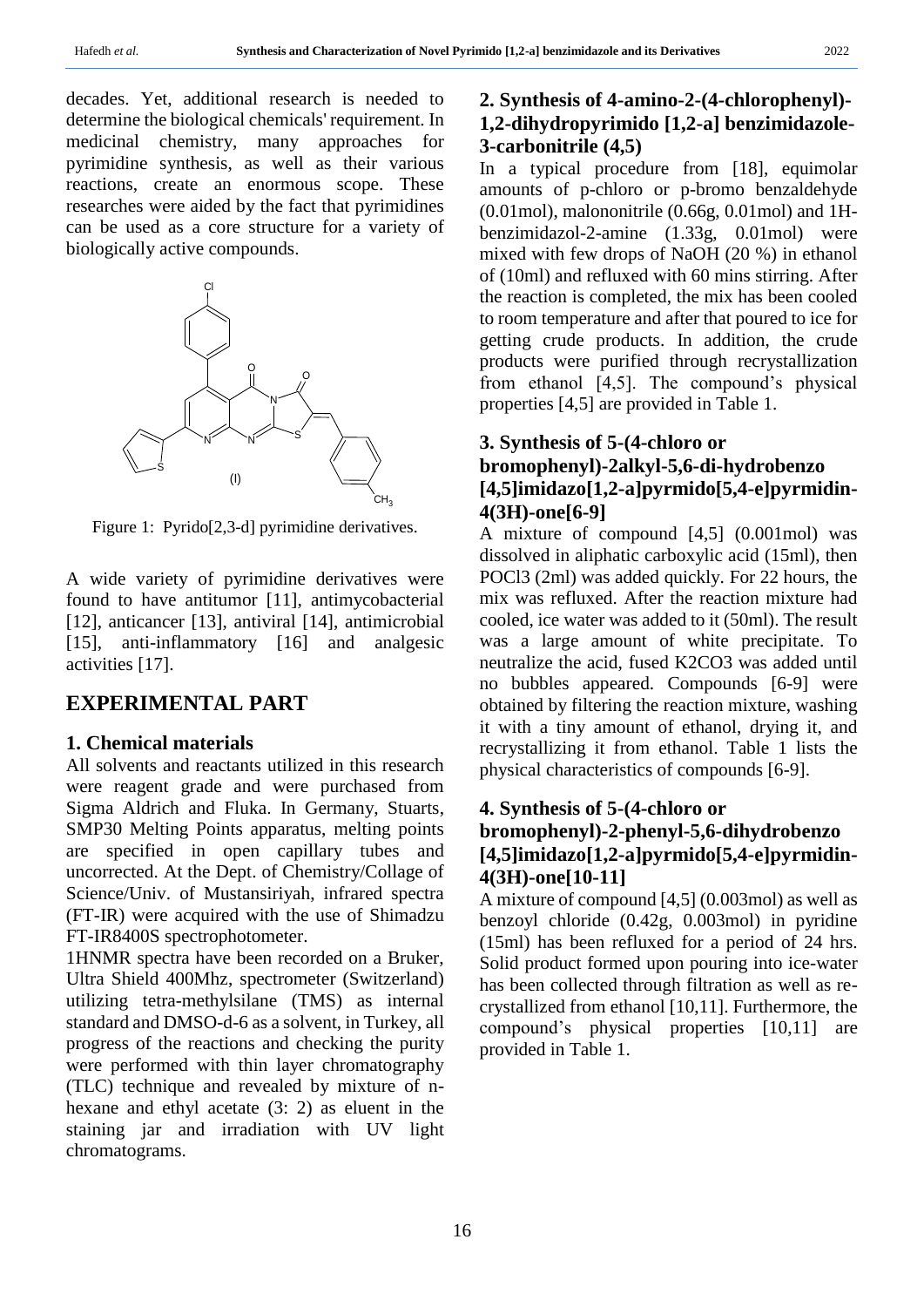decades. Yet, additional research is needed to determine the biological chemicals' requirement. In medicinal chemistry, many approaches for pyrimidine synthesis, as well as their various reactions, create an enormous scope. These researches were aided by the fact that pyrimidines can be used as a core structure for a variety of biologically active compounds.

Figure 1: Pyrido[2,3-d] pyrimidine derivatives.

A wide variety of pyrimidine derivatives were found to have antitumor [11], antimycobacterial [12], anticancer [13], antiviral [14], antimicrobial [15], anti-inflammatory [16] and analgesic activities [17].

## EXPERIMENTAL PART

### 1. Chemical materials

All solvents and reactants utilized in this research were reagent grade and were purchased from Sigma Aldrich and Fluka. In Germany, Stuarts, SMP30 Melting Points apparatus, melting points are specified in open capillary tubes and uncorrected. At the Dept. of Chemistry/Collage of Science/Univ. of Mustansiriyah, infrared spectra (FT-IR) were acquired with the use of Shimadzu FT-IR8400S spectrophotometer.

1HNMR spectra have been recorded on a Bruker, Ultra Shield 400Mhz, spectrometer (Switzerland) utilizing tetra-methylsilane (TMS) as internal standard and DMSO-d-6 as a solvent, in Turkey, all progress of the reactions and checking the purity were performed with thin layer chromatography (TLC) technique and revealed by mixture of n-hexane and ethyl acetate (3: 2) as eluent in the staining jar and irradiation with UV light chromatograms.

### 2. Synthesis of 4-amino-2-(4-chlorophenyl)-1,2-dihydropyrimido [1,2-a] benzimidazole-3-carbonitrile (4,5)

In a typical procedure from [18], equimolar amounts of p-chloro or p-bromo benzaldehyde (0.01mol), malononitrile (0.66g, 0.01mol) and 1H-benzimidazol-2-amine (1.33g, 0.01mol) were mixed with few drops of NaOH (20 %) in ethanol of (10ml) and refluxed with 60 mins stirring. After the reaction is completed, the mix has been cooled to room temperature and after that poured to ice for getting crude products. In addition, the crude products were purified through recrystallization from ethanol [4,5]. The compound's physical properties [4,5] are provided in Table 1.

### 3. Synthesis of 5-(4-chloro or bromophenyl)-2alkyl-5,6-di-hydrobenzo [4,5]imidazo[1,2-a]pyrmido[5,4-e]pyrmidin-4(3H)-one[6-9]

A mixture of compound [4,5] (0.001mol) was dissolved in aliphatic carboxylic acid (15ml), then $POCl_3$ (2ml) was added quickly. For 22 hours, the mix was refluxed. After the reaction mixture had cooled, ice water was added to it (50ml). The result was a large amount of white precipitate. To neutralize the acid, fused $K_2CO_3$ was added until no bubbles appeared. Compounds [6-9] were obtained by filtering the reaction mixture, washing it with a tiny amount of ethanol, drying it, and recrystallizing it from ethanol. Table 1 lists the physical characteristics of compounds [6-9].

### 4. Synthesis of 5-(4-chloro or bromophenyl)-2-phenyl-5,6-dihydrobenzo [4,5]imidazo[1,2-a]pyrmido[5,4-e]pyrmidin-4(3H)-one[10-11]

A mixture of compound [4,5] (0.003mol) as well as benzoyl chloride (0.42g, 0.003mol) in pyridine (15ml) has been refluxed for a period of 24 hrs. Solid product formed upon pouring into ice-water has been collected through filtration as well as re-crystallized from ethanol [10,11]. Furthermore, the compound's physical properties [10,11] are provided in Table 1.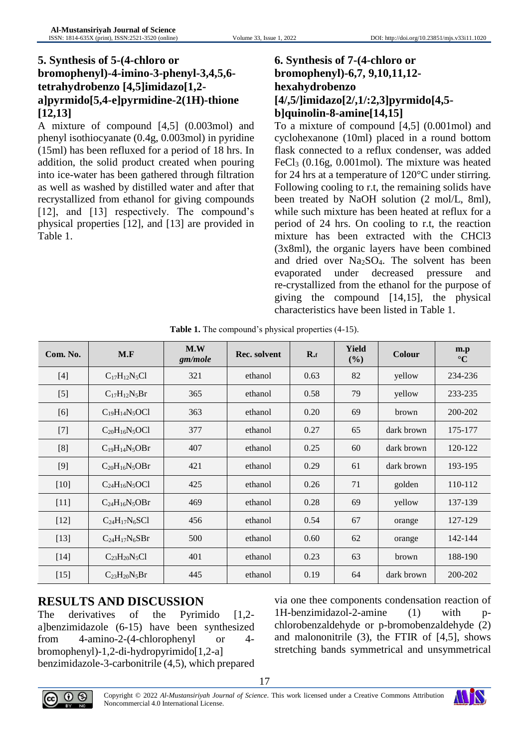## 5. Synthesis of 5-(4-chloro or bromophenyl)-4-imino-3-phenyl-3,4,5,6-tetrahydrobenzo [4,5]imidazo[1,2-a]pyrmido[5,4-e]pyrimidine-2(1H)-thione [12,13]

A mixture of compound [4,5] (0.003mol) and phenyl isothiocyanate (0.4g, 0.003mol) in pyridine (15ml) has been refluxed for a period of 18 hrs. In addition, the solid product created when pouring into ice-water has been gathered through filtration as well as washed by distilled water and after that recrystallized from ethanol for giving compounds [12], and [13] respectively. The compound's physical properties [12], and [13] are provided in Table 1.

## 6. Synthesis of 7-(4-chloro or bromophenyl)-6,7, 9,10,11,12-hexahydrobenzo [4/,5/]imidazo[2/,1/:2,3]pyrmido[4,5-b]quinolin-8-amine[14,15]

To a mixture of compound [4,5] (0.001mol) and cyclohexanone (10ml) placed in a round bottom flask connected to a reflux condenser, was added $FeCl_3$ (0.16g, 0.001mol). The mixture was heated for 24 hrs at a temperature of 120°C under stirring. Following cooling to r.t, the remaining solids have been treated by NaOH solution (2 mol/L, 8ml), while such mixture has been heated at reflux for a period of 24 hrs. On cooling to r.t, the reaction mixture has been extracted with the CHCl3 (3x8ml), the organic layers have been combined and dried over $Na_2SO_4$. The solvent has been evaporated under decreased pressure and re-crystallized from the ethanol for the purpose of giving the compound [14,15], the physical characteristics have been listed in Table 1.

**Table 1.** The compound's physical properties (4-15).

| Com. No. | M.F | M.W *gm/mole* | Rec. solvent | $R_f$ | Yield (%) | Colour | m.p °C |
|---|---|---|---|---|---|---|---|
| [4] | $C_{17}H_{12}N_5Cl$ | 321 | ethanol | 0.63 | 82 | yellow | 234-236 |
| [5] | $C_{17}H_{12}N_5Br$ | 365 | ethanol | 0.58 | 79 | yellow | 233-235 |
| [6] | $C_{19}H_{14}N_5OCl$ | 363 | ethanol | 0.20 | 69 | brown | 200-202 |
| [7] | $C_{20}H_{16}N_5OCl$ | 377 | ethanol | 0.27 | 65 | dark brown | 175-177 |
| [8] | $C_{19}H_{14}N_5OBr$ | 407 | ethanol | 0.25 | 60 | dark brown | 120-122 |
| [9] | $C_{20}H_{16}N_5OBr$ | 421 | ethanol | 0.29 | 61 | dark brown | 193-195 |
| [10] | $C_{24}H_{16}N_5OCl$ | 425 | ethanol | 0.26 | 71 | golden | 110-112 |
| [11] | $C_{24}H_{16}N_5OBr$ | 469 | ethanol | 0.28 | 69 | yellow | 137-139 |
| [12] | $C_{24}H_{17}N_6SCl$ | 456 | ethanol | 0.54 | 67 | orange | 127-129 |
| [13] | $C_{24}H_{17}N_6SBr$ | 500 | ethanol | 0.60 | 62 | orange | 142-144 |
| [14] | $C_{23}H_{20}N_5Cl$ | 401 | ethanol | 0.23 | 63 | brown | 188-190 |
| [15] | $C_{23}H_{20}N_5Br$ | 445 | ethanol | 0.19 | 64 | dark brown | 200-202 |

# RESULTS AND DISCUSSION

The derivatives of the Pyrimido [1,2-a]benzimidazole (6-15) have been synthesized from 4-amino-2-(4-chlorophenyl or 4-bromophenyl)-1,2-di-hydropyrimido[1,2-a] benzimidazole-3-carbonitrile (4,5), which prepared via one thee components condensation reaction of 1H-benzimidazol-2-amine (1) with p-chlorobenzaldehyde or p-bromobenzaldehyde (2) and malononitrile (3), the FTIR of [4,5], shows stretching bands symmetrical and unsymmetrical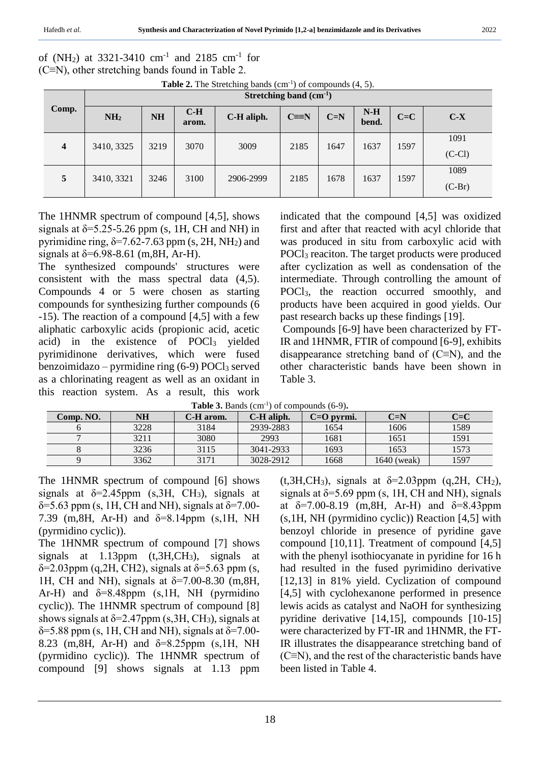of ($NH_2$) at 3321-3410 $cm^{-1}$ and 2185 $cm^{-1}$ for (C≡N), other stretching bands found in Table 2.

**Table 2.** The Stretching bands ($cm^{-1}$) of compounds (4, 5).

| Comp. | Stretching band ($cm^{-1}$) | | | | | | | | |
|---|---|---|---|---|---|---|---|---|---|
| | $NH_2$ | NH | C-H arom. | C-H aliph. | C≡N | C=N | N-H bend. | C=C | C-X |
| **4** | 3410, 3325 | 3219 | 3070 | 3009 | 2185 | 1647 | 1637 | 1597 | 1091 (C-Cl) |
| **5** | 3410, 3321 | 3246 | 3100 | 2906-2999 | 2185 | 1678 | 1637 | 1597 | 1089 (C-Br) |

The 1HNMR spectrum of compound [4,5], shows signals at δ=5.25-5.26 ppm (s, 1H, CH and NH) in pyrimidine ring, δ=7.62-7.63 ppm (s, 2H, $NH_2$) and signals at δ=6.98-8.61 (m,8H, Ar-H).

The synthesized compounds' structures were consistent with the mass spectral data (4,5). Compounds 4 or 5 were chosen as starting compounds for synthesizing further compounds (6 -15). The reaction of a compound [4,5] with a few aliphatic carboxylic acids (propionic acid, acetic acid) in the existence of $POCl_3$ yielded pyrimidinone derivatives, which were fused benzoimidazo – pyrmidine ring (6-9) $POCl_3$ served as a chlorinating reagent as well as an oxidant in this reaction system. As a result, this work indicated that the compound [4,5] was oxidized first and after that reacted with acyl chloride that was produced in situ from carboxylic acid with $POCl_3$ reaciton. The target products were produced after cyclization as well as condensation of the intermediate. Through controlling the amount of $POCl_3$, the reaction occurred smoothly, and products have been acquired in good yields. Our past research backs up these findings [19].

Compounds [6-9] have been characterized by FT-IR and 1HNMR, FTIR of compound [6-9], exhibits disappearance stretching band of (C≡N), and the other characteristic bands have been shown in Table 3.

**Table 3.** Bands ($cm^{-1}$) of compounds (6-9).

| Comp. NO. | NH | C-H arom. | C-H aliph. | C=O pyrmi. | C=N | C=C |
|---|---|---|---|---|---|---|
| 6 | 3228 | 3184 | 2939-2883 | 1654 | 1606 | 1589 |
| 7 | 3211 | 3080 | 2993 | 1681 | 1651 | 1591 |
| 8 | 3236 | 3115 | 3041-2933 | 1693 | 1653 | 1573 |
| 9 | 3362 | 3171 | 3028-2912 | 1668 | 1640 (weak) | 1597 |

The 1HNMR spectrum of compound [6] shows signals at δ=2.45ppm (s,3H, $CH_3$), signals at δ=5.63 ppm (s, 1H, CH and NH), signals at δ=7.00-7.39 (m,8H, Ar-H) and δ=8.14ppm (s,1H, NH (pyrmidino cyclic)).

The 1HNMR spectrum of compound [7] shows signals at 1.13ppm (t,3H,$CH_3$), signals at δ=2.03ppm (q,2H, CH2), signals at δ=5.63 ppm (s, 1H, CH and NH), signals at δ=7.00-8.30 (m,8H, Ar-H) and δ=8.48ppm (s,1H, NH (pyrmidino cyclic)). The 1HNMR spectrum of compound [8] shows signals at δ=2.47ppm (s,3H, $CH_3$), signals at δ=5.88 ppm (s, 1H, CH and NH), signals at δ=7.00-8.23 (m,8H, Ar-H) and δ=8.25ppm (s,1H, NH (pyrmidino cyclic)). The 1HNMR spectrum of compound [9] shows signals at 1.13 ppm (t,3H,$CH_3$), signals at δ=2.03ppm (q,2H, $CH_2$), signals at δ=5.69 ppm (s, 1H, CH and NH), signals at δ=7.00-8.19 (m,8H, Ar-H) and δ=8.43ppm (s,1H, NH (pyrmidino cyclic)) Reaction [4,5] with benzoyl chloride in presence of pyridine gave compound [10,11]. Treatment of compound [4,5] with the phenyl isothiocyanate in pyridine for 16 h had resulted in the fused pyrimidino derivative [12,13] in 81% yield. Cyclization of compound [4,5] with cyclohexanone performed in presence lewis acids as catalyst and NaOH for synthesizing pyridine derivative [14,15], compounds [10-15] were characterized by FT-IR and 1HNMR, the FT-IR illustrates the disappearance stretching band of (C≡N), and the rest of the characteristic bands have been listed in Table 4.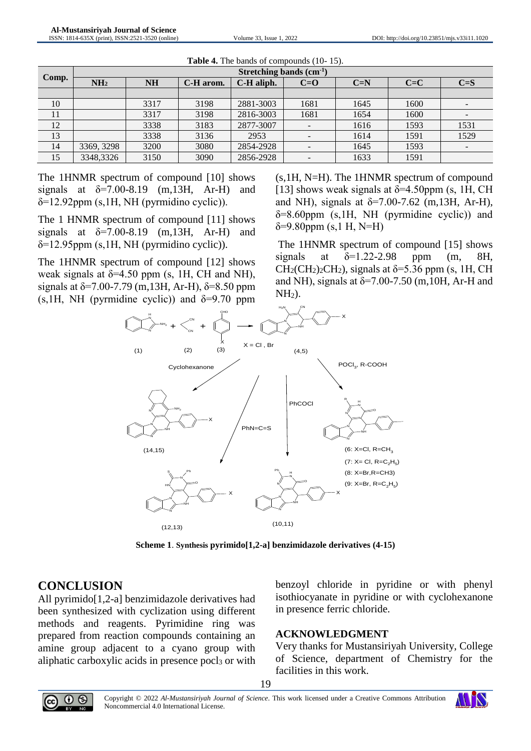**Table 4.** The bands of compounds (10- 15).

| Comp. | Stretching bands ($cm^{-1}$) | | | | | | | |
|---|---|---|---|---|---|---|---|---|
| | $NH_2$ | NH | C-H arom. | C-H aliph. | C=O | C=N | C=C | C=S |
| | | | | | | | | |
| 10 | | 3317 | 3198 | 2881-3003 | 1681 | 1645 | 1600 | - |
| 11 | | 3317 | 3198 | 2816-3003 | 1681 | 1654 | 1600 | - |
| 12 | | 3338 | 3183 | 2877-3007 | - | 1616 | 1593 | 1531 |
| 13 | | 3338 | 3136 | 2953 | - | 1614 | 1591 | 1529 |
| 14 | 3369, 3298 | 3200 | 3080 | 2854-2928 | - | 1645 | 1593 | - |
| 15 | 3348,3326 | 3150 | 3090 | 2856-2928 | - | 1633 | 1591 | |

The 1HNMR spectrum of compound [10] shows signals at δ=7.00-8.19 (m,13H, Ar-H) and δ=12.92ppm (s,1H, NH (pyrmidino cyclic)).

The 1 HNMR spectrum of compound [11] shows signals at δ=7.00-8.19 (m,13H, Ar-H) and δ=12.95ppm (s,1H, NH (pyrmidino cyclic)).

The 1HNMR spectrum of compound [12] shows weak signals at δ=4.50 ppm (s, 1H, CH and NH), signals at δ=7.00-7.79 (m,13H, Ar-H), δ=8.50 ppm (s,1H, NH (pyrmidine cyclic)) and δ=9.70 ppm (s,1H, N=H). The 1HNMR spectrum of compound [13] shows weak signals at δ=4.50ppm (s, 1H, CH and NH), signals at δ=7.00-7.62 (m,13H, Ar-H), δ=8.60ppm (s,1H, NH (pyrmidine cyclic)) and δ=9.80ppm (s,1 H, N=H)

The 1HNMR spectrum of compound [15] shows signals at δ=1.22-2.98 ppm (m, 8H, $CH_2(CH_2)_2CH_2$), signals at δ=5.36 ppm (s, 1H, CH and NH), signals at δ=7.00-7.50 (m,10H, Ar-H and $NH_2$).

**Scheme 1**. **Synthesis pyrimido[1,2-a] benzimidazole derivatives (4-15)**

## CONCLUSION

All pyrimido[1,2-a] benzimidazole derivatives had been synthesized with cyclization using different methods and reagents. Pyrimidine ring was prepared from reaction compounds containing an amine group adjacent to a cyano group with aliphatic carboxylic acids in presence $pocl_3$ or with benzoyl chloride in pyridine or with phenyl isothiocyanate in pyridine or with cyclohexanone in presence ferric chloride.

### ACKNOWLEDGMENT

Very thanks for Mustansiriyah University, College of Science, department of Chemistry for the facilities in this work.

Copyright © 2022 *Al-Mustansiriyah Journal of Science*. This work licensed under a Creative Commons Attribution Noncommercial 4.0 International License.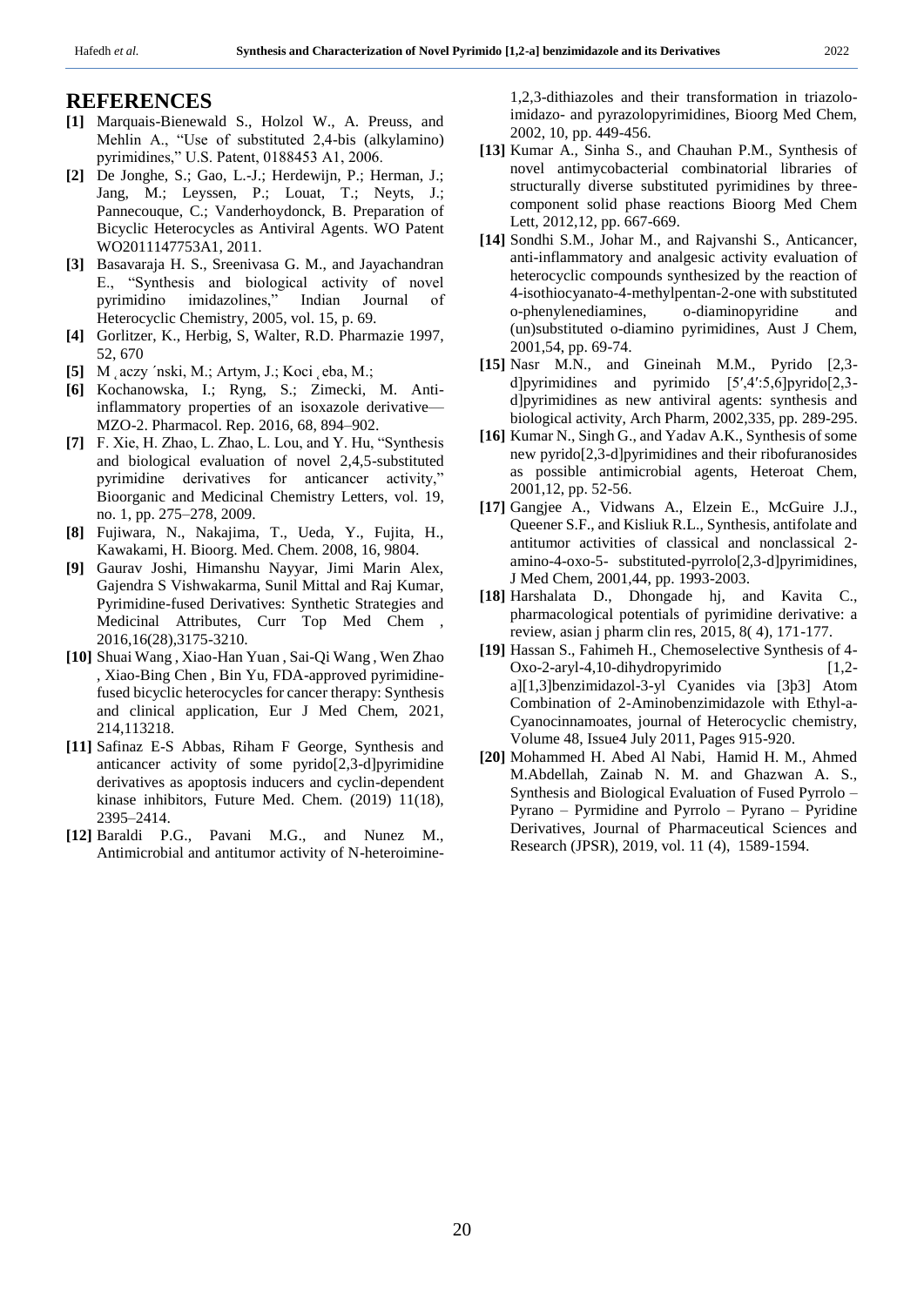## REFERENCES

**[1]** Marquais-Bienewald S., Holzol W., A. Preuss, and Mehlin A., "Use of substituted 2,4-bis (alkylamino) pyrimidines," U.S. Patent, 0188453 A1, 2006.

**[2]** De Jonghe, S.; Gao, L.-J.; Herdewijn, P.; Herman, J.; Jang, M.; Leyssen, P.; Louat, T.; Neyts, J.; Pannecouque, C.; Vanderhoydonck, B. Preparation of Bicyclic Heterocycles as Antiviral Agents. WO Patent WO2011147753A1, 2011.

**[3]** Basavaraja H. S., Sreenivasa G. M., and Jayachandran E., "Synthesis and biological activity of novel pyrimidino imidazolines," Indian Journal of Heterocyclic Chemistry, 2005, vol. 15, p. 69.

**[4]** Gorlitzer, K., Herbig, S, Walter, R.D. Pharmazie 1997, 52, 670

**[5]** M ̨ aczy ́nski, M.; Artym, J.; Koci ̨ eba, M.;

**[6]** Kochanowska, I.; Ryng, S.; Zimecki, M. Anti-inflammatory properties of an isoxazole derivative—MZO-2. Pharmacol. Rep. 2016, 68, 894–902.

**[7]** F. Xie, H. Zhao, L. Zhao, L. Lou, and Y. Hu, "Synthesis and biological evaluation of novel 2,4,5-substituted pyrimidine derivatives for anticancer activity," Bioorganic and Medicinal Chemistry Letters, vol. 19, no. 1, pp. 275–278, 2009.

**[8]** Fujiwara, N., Nakajima, T., Ueda, Y., Fujita, H., Kawakami, H. Bioorg. Med. Chem. 2008, 16, 9804.

**[9]** Gaurav Joshi, Himanshu Nayyar, Jimi Marin Alex, Gajendra S Vishwakarma, Sunil Mittal and Raj Kumar, Pyrimidine-fused Derivatives: Synthetic Strategies and Medicinal Attributes, Curr Top Med Chem , 2016,16(28),3175-3210.

**[10]** Shuai Wang , Xiao-Han Yuan , Sai-Qi Wang , Wen Zhao , Xiao-Bing Chen , Bin Yu, FDA-approved pyrimidine-fused bicyclic heterocycles for cancer therapy: Synthesis and clinical application, Eur J Med Chem, 2021, 214,113218.

**[11]** Safinaz E-S Abbas, Riham F George, Synthesis and anticancer activity of some pyrido[2,3-d]pyrimidine derivatives as apoptosis inducers and cyclin-dependent kinase inhibitors, Future Med. Chem. (2019) 11(18), 2395–2414.

**[12]** Baraldi P.G., Pavani M.G., and Nunez M., Antimicrobial and antitumor activity of N-heteroimine-1,2,3-dithiazoles and their transformation in triazolo-imidazo- and pyrazolopyrimidines, Bioorg Med Chem, 2002, 10, pp. 449-456.

**[13]** Kumar A., Sinha S., and Chauhan P.M., Synthesis of novel antimycobacterial combinatorial libraries of structurally diverse substituted pyrimidines by three-component solid phase reactions Bioorg Med Chem Lett, 2012,12, pp. 667-669.

**[14]** Sondhi S.M., Johar M., and Rajvanshi S., Anticancer, anti-inflammatory and analgesic activity evaluation of heterocyclic compounds synthesized by the reaction of 4-isothiocyanato-4-methylpentan-2-one with substituted o-phenylenediamines, o-diaminopyridine and (un)substituted o-diamino pyrimidines, Aust J Chem, 2001,54, pp. 69-74.

**[15]** Nasr M.N., and Gineinah M.M., Pyrido [2,3-d]pyrimidines and pyrimido [5′,4′:5,6]pyrido[2,3-d]pyrimidines as new antiviral agents: synthesis and biological activity, Arch Pharm, 2002,335, pp. 289-295.

**[16]** Kumar N., Singh G., and Yadav A.K., Synthesis of some new pyrido[2,3-d]pyrimidines and their ribofuranosides as possible antimicrobial agents, Heteroat Chem, 2001,12, pp. 52-56.

**[17]** Gangjee A., Vidwans A., Elzein E., McGuire J.J., Queener S.F., and Kisliuk R.L., Synthesis, antifolate and antitumor activities of classical and nonclassical 2-amino-4-oxo-5- substituted-pyrrolo[2,3-d]pyrimidines, J Med Chem, 2001,44, pp. 1993-2003.

**[18]** Harshalata D., Dhongade hj, and Kavita C., pharmacological potentials of pyrimidine derivative: a review, asian j pharm clin res, 2015, 8( 4), 171-177.

**[19]** Hassan S., Fahimeh H., Chemoselective Synthesis of 4-Oxo-2-aryl-4,10-dihydropyrimido [1,2-a][1,3]benzimidazol-3-yl Cyanides via [3þ3] Atom Combination of 2-Aminobenzimidazole with Ethyl-a-Cyanocinnamoates, journal of Heterocyclic chemistry, Volume 48, Issue4 July 2011, Pages 915-920.

**[20]** Mohammed H. Abed Al Nabi, Hamid H. M., Ahmed M.Abdellah, Zainab N. M. and Ghazwan A. S., Synthesis and Biological Evaluation of Fused Pyrrolo – Pyrano – Pyrmidine and Pyrrolo – Pyrano – Pyridine Derivatives, Journal of Pharmaceutical Sciences and Research (JPSR), 2019, vol. 11 (4), 1589-1594.